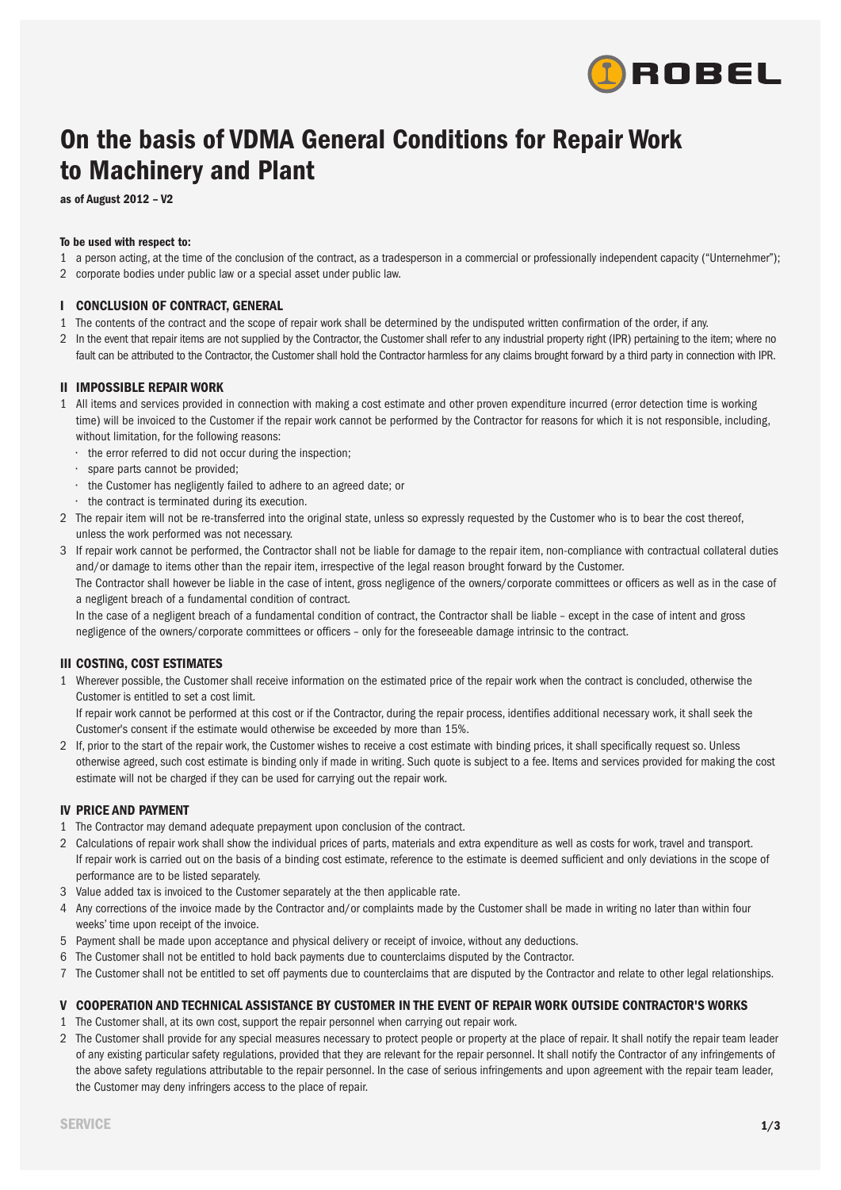# On the basis of VDMA General Conditions for Repair Work to Machinery and Plant

**as of August 2012 – V2**

**To be used with respect to:**

1 a person acting, at the time of the conclusion of the contract, as a tradesperson in a commercial or professionally independent capacity ("Unternehmer");
2 corporate bodies under public law or a special asset under public law.

## I CONCLUSION OF CONTRACT, GENERAL

1 The contents of the contract and the scope of repair work shall be determined by the undisputed written confirmation of the order, if any.
2 In the event that repair items are not supplied by the Contractor, the Customer shall refer to any industrial property right (IPR) pertaining to the item; where no fault can be attributed to the Contractor, the Customer shall hold the Contractor harmless for any claims brought forward by a third party in connection with IPR.

## II IMPOSSIBLE REPAIR WORK

1 All items and services provided in connection with making a cost estimate and other proven expenditure incurred (error detection time is working time) will be invoiced to the Customer if the repair work cannot be performed by the Contractor for reasons for which it is not responsible, including, without limitation, for the following reasons:
   - the error referred to did not occur during the inspection;
   - spare parts cannot be provided;
   - the Customer has negligently failed to adhere to an agreed date; or
   - the contract is terminated during its execution.
2 The repair item will not be re-transferred into the original state, unless so expressly requested by the Customer who is to bear the cost thereof, unless the work performed was not necessary.
3 If repair work cannot be performed, the Contractor shall not be liable for damage to the repair item, non-compliance with contractual collateral duties and/or damage to items other than the repair item, irrespective of the legal reason brought forward by the Customer.
   The Contractor shall however be liable in the case of intent, gross negligence of the owners/corporate committees or officers as well as in the case of a negligent breach of a fundamental condition of contract.
   In the case of a negligent breach of a fundamental condition of contract, the Contractor shall be liable – except in the case of intent and gross negligence of the owners/corporate committees or officers – only for the foreseeable damage intrinsic to the contract.

## III COSTING, COST ESTIMATES

1 Wherever possible, the Customer shall receive information on the estimated price of the repair work when the contract is concluded, otherwise the Customer is entitled to set a cost limit.
   If repair work cannot be performed at this cost or if the Contractor, during the repair process, identifies additional necessary work, it shall seek the Customer's consent if the estimate would otherwise be exceeded by more than 15%.
2 If, prior to the start of the repair work, the Customer wishes to receive a cost estimate with binding prices, it shall specifically request so. Unless otherwise agreed, such cost estimate is binding only if made in writing. Such quote is subject to a fee. Items and services provided for making the cost estimate will not be charged if they can be used for carrying out the repair work.

## IV PRICE AND PAYMENT

1 The Contractor may demand adequate prepayment upon conclusion of the contract.
2 Calculations of repair work shall show the individual prices of parts, materials and extra expenditure as well as costs for work, travel and transport. If repair work is carried out on the basis of a binding cost estimate, reference to the estimate is deemed sufficient and only deviations in the scope of performance are to be listed separately.
3 Value added tax is invoiced to the Customer separately at the then applicable rate.
4 Any corrections of the invoice made by the Contractor and/or complaints made by the Customer shall be made in writing no later than within four weeks' time upon receipt of the invoice.
5 Payment shall be made upon acceptance and physical delivery or receipt of invoice, without any deductions.
6 The Customer shall not be entitled to hold back payments due to counterclaims disputed by the Contractor.
7 The Customer shall not be entitled to set off payments due to counterclaims that are disputed by the Contractor and relate to other legal relationships.

## V COOPERATION AND TECHNICAL ASSISTANCE BY CUSTOMER IN THE EVENT OF REPAIR WORK OUTSIDE CONTRACTOR'S WORKS

1 The Customer shall, at its own cost, support the repair personnel when carrying out repair work.
2 The Customer shall provide for any special measures necessary to protect people or property at the place of repair. It shall notify the repair team leader of any existing particular safety regulations, provided that they are relevant for the repair personnel. It shall notify the Contractor of any infringements of the above safety regulations attributable to the repair personnel. In the case of serious infringements and upon agreement with the repair team leader, the Customer may deny infringers access to the place of repair.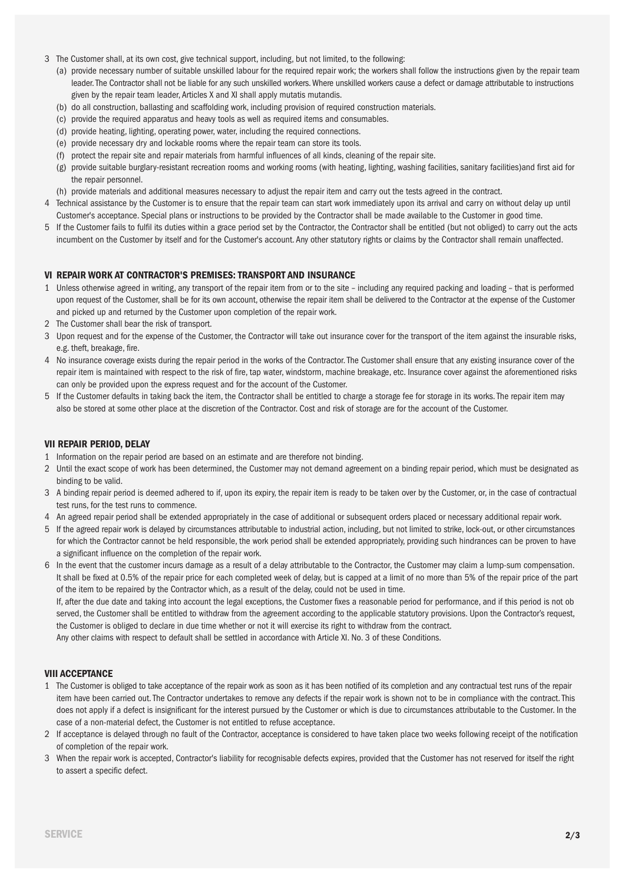3 The Customer shall, at its own cost, give technical support, including, but not limited, to the following:
   (a) provide necessary number of suitable unskilled labour for the required repair work; the workers shall follow the instructions given by the repair team leader. The Contractor shall not be liable for any such unskilled workers. Where unskilled workers cause a defect or damage attributable to instructions given by the repair team leader, Articles X and XI shall apply mutatis mutandis.
   (b) do all construction, ballasting and scaffolding work, including provision of required construction materials.
   (c) provide the required apparatus and heavy tools as well as required items and consumables.
   (d) provide heating, lighting, operating power, water, including the required connections.
   (e) provide necessary dry and lockable rooms where the repair team can store its tools.
   (f) protect the repair site and repair materials from harmful influences of all kinds, cleaning of the repair site.
   (g) provide suitable burglary-resistant recreation rooms and working rooms (with heating, lighting, washing facilities, sanitary facilities)and first aid for the repair personnel.
   (h) provide materials and additional measures necessary to adjust the repair item and carry out the tests agreed in the contract.

4 Technical assistance by the Customer is to ensure that the repair team can start work immediately upon its arrival and carry on without delay up until Customer's acceptance. Special plans or instructions to be provided by the Contractor shall be made available to the Customer in good time.

5 If the Customer fails to fulfil its duties within a grace period set by the Contractor, the Contractor shall be entitled (but not obliged) to carry out the acts incumbent on the Customer by itself and for the Customer's account. Any other statutory rights or claims by the Contractor shall remain unaffected.

## VI REPAIR WORK AT CONTRACTOR'S PREMISES: TRANSPORT AND INSURANCE

1 Unless otherwise agreed in writing, any transport of the repair item from or to the site – including any required packing and loading – that is performed upon request of the Customer, shall be for its own account, otherwise the repair item shall be delivered to the Contractor at the expense of the Customer and picked up and returned by the Customer upon completion of the repair work.

2 The Customer shall bear the risk of transport.

3 Upon request and for the expense of the Customer, the Contractor will take out insurance cover for the transport of the item against the insurable risks, e.g. theft, breakage, fire.

4 No insurance coverage exists during the repair period in the works of the Contractor. The Customer shall ensure that any existing insurance cover of the repair item is maintained with respect to the risk of fire, tap water, windstorm, machine breakage, etc. Insurance cover against the aforementioned risks can only be provided upon the express request and for the account of the Customer.

5 If the Customer defaults in taking back the item, the Contractor shall be entitled to charge a storage fee for storage in its works. The repair item may also be stored at some other place at the discretion of the Contractor. Cost and risk of storage are for the account of the Customer.

## VII REPAIR PERIOD, DELAY

1 Information on the repair period are based on an estimate and are therefore not binding.

2 Until the exact scope of work has been determined, the Customer may not demand agreement on a binding repair period, which must be designated as binding to be valid.

3 A binding repair period is deemed adhered to if, upon its expiry, the repair item is ready to be taken over by the Customer, or, in the case of contractual test runs, for the test runs to commence.

4 An agreed repair period shall be extended appropriately in the case of additional or subsequent orders placed or necessary additional repair work.

5 If the agreed repair work is delayed by circumstances attributable to industrial action, including, but not limited to strike, lock-out, or other circumstances for which the Contractor cannot be held responsible, the work period shall be extended appropriately, providing such hindrances can be proven to have a significant influence on the completion of the repair work.

6 In the event that the customer incurs damage as a result of a delay attributable to the Contractor, the Customer may claim a lump-sum compensation. It shall be fixed at 0.5% of the repair price for each completed week of delay, but is capped at a limit of no more than 5% of the repair price of the part of the item to be repaired by the Contractor which, as a result of the delay, could not be used in time.
   If, after the due date and taking into account the legal exceptions, the Customer fixes a reasonable period for performance, and if this period is not ob served, the Customer shall be entitled to withdraw from the agreement according to the applicable statutory provisions. Upon the Contractor's request, the Customer is obliged to declare in due time whether or not it will exercise its right to withdraw from the contract.
   Any other claims with respect to default shall be settled in accordance with Article XI. No. 3 of these Conditions.

## VIII ACCEPTANCE

1 The Customer is obliged to take acceptance of the repair work as soon as it has been notified of its completion and any contractual test runs of the repair item have been carried out. The Contractor undertakes to remove any defects if the repair work is shown not to be in compliance with the contract. This does not apply if a defect is insignificant for the interest pursued by the Customer or which is due to circumstances attributable to the Customer. In the case of a non-material defect, the Customer is not entitled to refuse acceptance.

2 If acceptance is delayed through no fault of the Contractor, acceptance is considered to have taken place two weeks following receipt of the notification of completion of the repair work.

3 When the repair work is accepted, Contractor's liability for recognisable defects expires, provided that the Customer has not reserved for itself the right to assert a specific defect.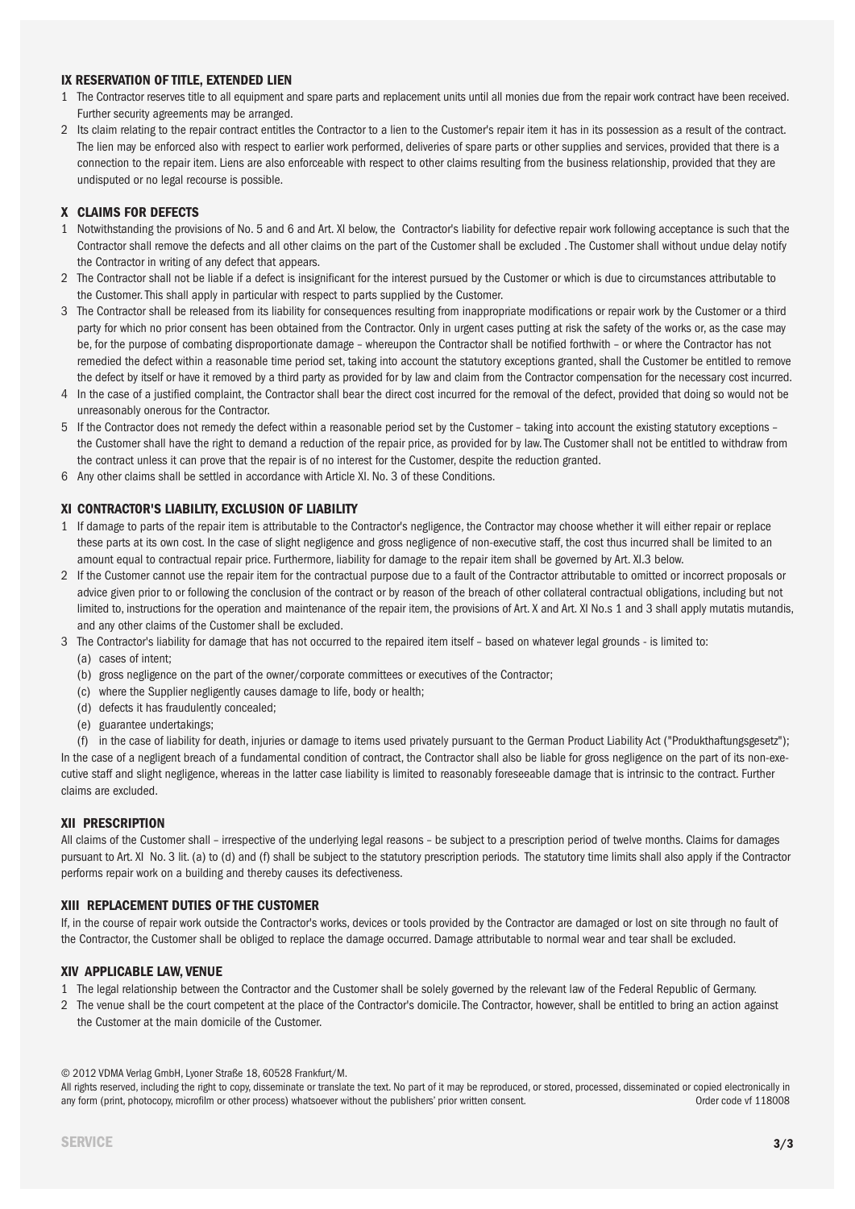## IX RESERVATION OF TITLE, EXTENDED LIEN

1. The Contractor reserves title to all equipment and spare parts and replacement units until all monies due from the repair work contract have been received. Further security agreements may be arranged.
2. Its claim relating to the repair contract entitles the Contractor to a lien to the Customer's repair item it has in its possession as a result of the contract. The lien may be enforced also with respect to earlier work performed, deliveries of spare parts or other supplies and services, provided that there is a connection to the repair item. Liens are also enforceable with respect to other claims resulting from the business relationship, provided that they are undisputed or no legal recourse is possible.

## X CLAIMS FOR DEFECTS

1. Notwithstanding the provisions of No. 5 and 6 and Art. XI below, the Contractor's liability for defective repair work following acceptance is such that the Contractor shall remove the defects and all other claims on the part of the Customer shall be excluded . The Customer shall without undue delay notify the Contractor in writing of any defect that appears.
2. The Contractor shall not be liable if a defect is insignificant for the interest pursued by the Customer or which is due to circumstances attributable to the Customer. This shall apply in particular with respect to parts supplied by the Customer.
3. The Contractor shall be released from its liability for consequences resulting from inappropriate modifications or repair work by the Customer or a third party for which no prior consent has been obtained from the Contractor. Only in urgent cases putting at risk the safety of the works or, as the case may be, for the purpose of combating disproportionate damage – whereupon the Contractor shall be notified forthwith – or where the Contractor has not remedied the defect within a reasonable time period set, taking into account the statutory exceptions granted, shall the Customer be entitled to remove the defect by itself or have it removed by a third party as provided for by law and claim from the Contractor compensation for the necessary cost incurred.
4. In the case of a justified complaint, the Contractor shall bear the direct cost incurred for the removal of the defect, provided that doing so would not be unreasonably onerous for the Contractor.
5. If the Contractor does not remedy the defect within a reasonable period set by the Customer – taking into account the existing statutory exceptions – the Customer shall have the right to demand a reduction of the repair price, as provided for by law. The Customer shall not be entitled to withdraw from the contract unless it can prove that the repair is of no interest for the Customer, despite the reduction granted.
6. Any other claims shall be settled in accordance with Article XI. No. 3 of these Conditions.

## XI CONTRACTOR'S LIABILITY, EXCLUSION OF LIABILITY

1. If damage to parts of the repair item is attributable to the Contractor's negligence, the Contractor may choose whether it will either repair or replace these parts at its own cost. In the case of slight negligence and gross negligence of non-executive staff, the cost thus incurred shall be limited to an amount equal to contractual repair price. Furthermore, liability for damage to the repair item shall be governed by Art. XI.3 below.
2. If the Customer cannot use the repair item for the contractual purpose due to a fault of the Contractor attributable to omitted or incorrect proposals or advice given prior to or following the conclusion of the contract or by reason of the breach of other collateral contractual obligations, including but not limited to, instructions for the operation and maintenance of the repair item, the provisions of Art. X and Art. XI No.s 1 and 3 shall apply mutatis mutandis, and any other claims of the Customer shall be excluded.
3. The Contractor's liability for damage that has not occurred to the repaired item itself – based on whatever legal grounds - is limited to:
   (a) cases of intent;
   (b) gross negligence on the part of the owner/corporate committees or executives of the Contractor;
   (c) where the Supplier negligently causes damage to life, body or health;
   (d) defects it has fraudulently concealed;
   (e) guarantee undertakings;
   (f) in the case of liability for death, injuries or damage to items used privately pursuant to the German Product Liability Act ("Produkthaftungsgesetz");

In the case of a negligent breach of a fundamental condition of contract, the Contractor shall also be liable for gross negligence on the part of its non-executive staff and slight negligence, whereas in the latter case liability is limited to reasonably foreseeable damage that is intrinsic to the contract. Further claims are excluded.

## XII PRESCRIPTION

All claims of the Customer shall – irrespective of the underlying legal reasons – be subject to a prescription period of twelve months. Claims for damages pursuant to Art. XI No. 3 lit. (a) to (d) and (f) shall be subject to the statutory prescription periods. The statutory time limits shall also apply if the Contractor performs repair work on a building and thereby causes its defectiveness.

## XIII REPLACEMENT DUTIES OF THE CUSTOMER

If, in the course of repair work outside the Contractor's works, devices or tools provided by the Contractor are damaged or lost on site through no fault of the Contractor, the Customer shall be obliged to replace the damage occurred. Damage attributable to normal wear and tear shall be excluded.

## XIV APPLICABLE LAW, VENUE

1. The legal relationship between the Contractor and the Customer shall be solely governed by the relevant law of the Federal Republic of Germany.
2. The venue shall be the court competent at the place of the Contractor's domicile. The Contractor, however, shall be entitled to bring an action against the Customer at the main domicile of the Customer.

© 2012 VDMA Verlag GmbH, Lyoner Straße 18, 60528 Frankfurt/M.

All rights reserved, including the right to copy, disseminate or translate the text. No part of it may be reproduced, or stored, processed, disseminated or copied electronically in any form (print, photocopy, microfilm or other process) whatsoever without the publishers' prior written consent. Order code vf 118008

SERVICE